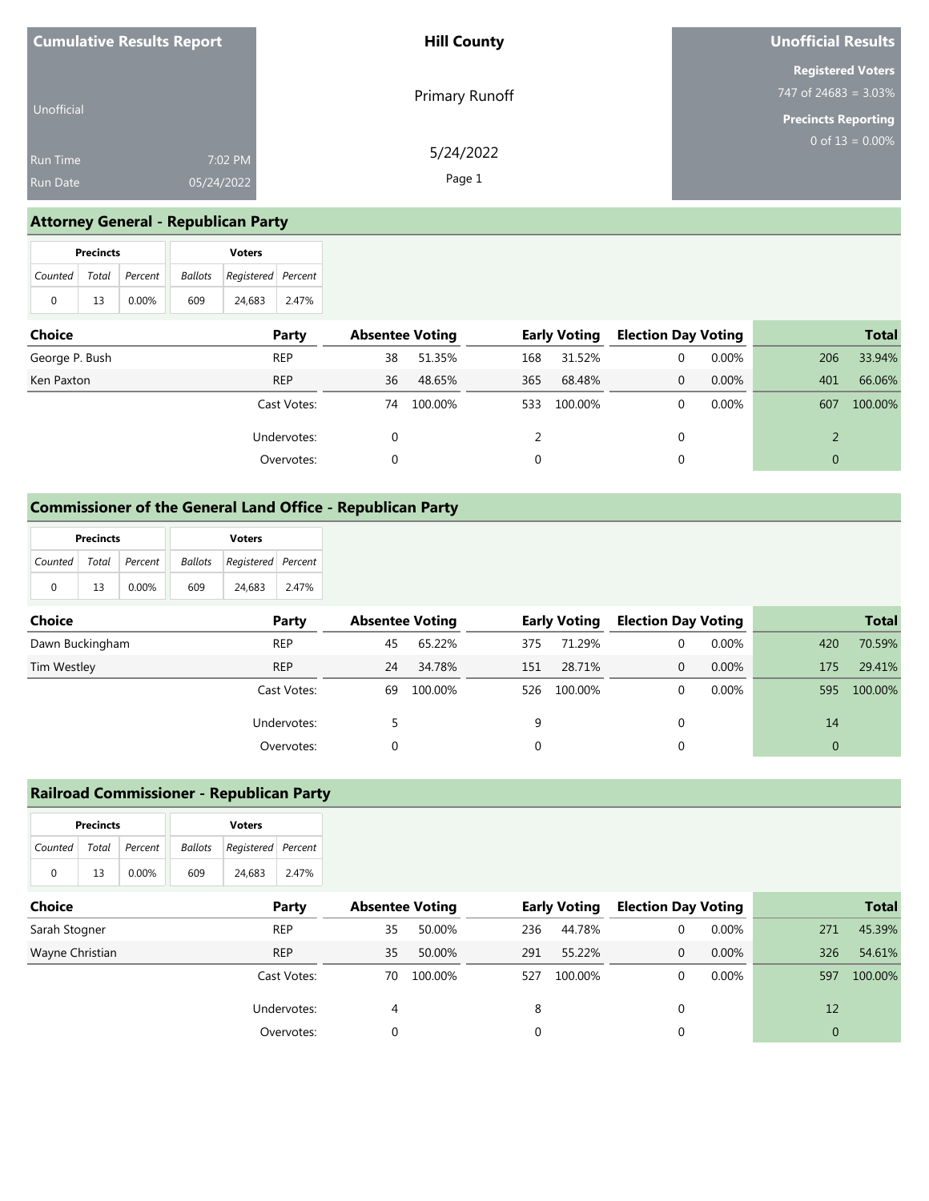**Cumulative Results Report**

Unofficial

Run Time 7:02 PM
Run Date 05/24/2022

**Hill County**

Primary Runoff

5/24/2022

**Unofficial Results**

**Registered Voters**
747 of 24683 = 3.03%

**Precincts Reporting**
0 of 13 = 0.00%

## Attorney General - Republican Party

| Precincts | | | Voters | | |
|---|---|---|---|---|---|
| *Counted* | *Total* | *Percent* | *Ballots* | *Registered* | *Percent* |
| 0 | 13 | 0.00% | 609 | 24,683 | 2.47% |

| Choice | Party | Absentee Voting | | Early Voting | | Election Day Voting | | Total | |
|---|---|---|---|---|---|---|---|---|---|
| George P. Bush | REP | 38 | 51.35% | 168 | 31.52% | 0 | 0.00% | 206 | 33.94% |
| Ken Paxton | REP | 36 | 48.65% | 365 | 68.48% | 0 | 0.00% | 401 | 66.06% |
| | Cast Votes: | 74 | 100.00% | 533 | 100.00% | 0 | 0.00% | 607 | 100.00% |
| | Undervotes: | 0 | | 2 | | 0 | | 2 | |
| | Overvotes: | 0 | | 0 | | 0 | | 0 | |

## Commissioner of the General Land Office - Republican Party

| Precincts | | | Voters | | |
|---|---|---|---|---|---|
| *Counted* | *Total* | *Percent* | *Ballots* | *Registered* | *Percent* |
| 0 | 13 | 0.00% | 609 | 24,683 | 2.47% |

| Choice | Party | Absentee Voting | | Early Voting | | Election Day Voting | | Total | |
|---|---|---|---|---|---|---|---|---|---|
| Dawn Buckingham | REP | 45 | 65.22% | 375 | 71.29% | 0 | 0.00% | 420 | 70.59% |
| Tim Westley | REP | 24 | 34.78% | 151 | 28.71% | 0 | 0.00% | 175 | 29.41% |
| | Cast Votes: | 69 | 100.00% | 526 | 100.00% | 0 | 0.00% | 595 | 100.00% |
| | Undervotes: | 5 | | 9 | | 0 | | 14 | |
| | Overvotes: | 0 | | 0 | | 0 | | 0 | |

## Railroad Commissioner - Republican Party

| Precincts | | | Voters | | |
|---|---|---|---|---|---|
| *Counted* | *Total* | *Percent* | *Ballots* | *Registered* | *Percent* |
| 0 | 13 | 0.00% | 609 | 24,683 | 2.47% |

| Choice | Party | Absentee Voting | | Early Voting | | Election Day Voting | | Total | |
|---|---|---|---|---|---|---|---|---|---|
| Sarah Stogner | REP | 35 | 50.00% | 236 | 44.78% | 0 | 0.00% | 271 | 45.39% |
| Wayne Christian | REP | 35 | 50.00% | 291 | 55.22% | 0 | 0.00% | 326 | 54.61% |
| | Cast Votes: | 70 | 100.00% | 527 | 100.00% | 0 | 0.00% | 597 | 100.00% |
| | Undervotes: | 4 | | 8 | | 0 | | 12 | |
| | Overvotes: | 0 | | 0 | | 0 | | 0 | |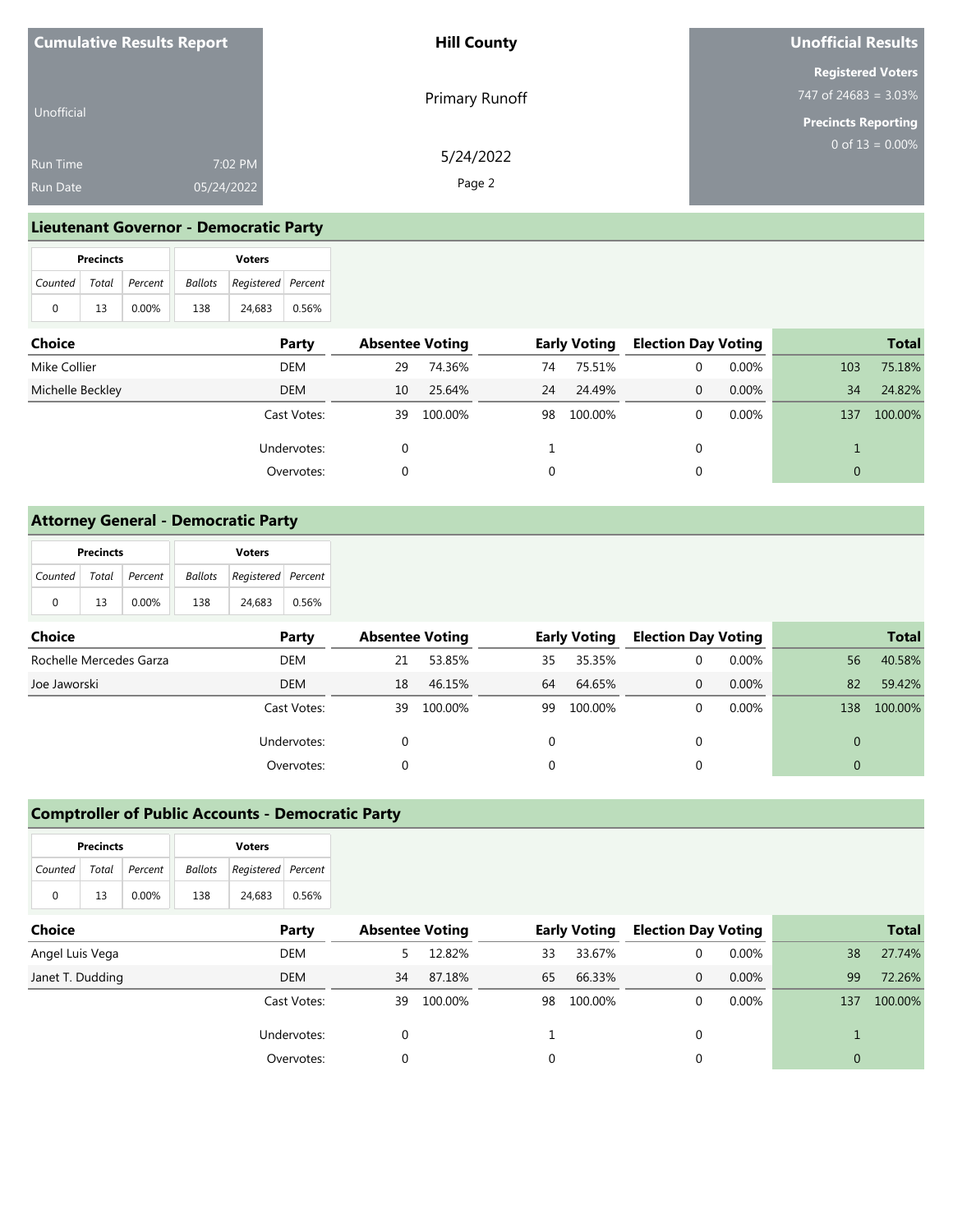| Cumulative Results Report | | Hill County | Unofficial Results |
|---|---|---|---|
| Unofficial | | Primary Runoff | Registered Voters 747 of 24683 = 3.03% |
| Run Time | 7:02 PM | 5/24/2022 | Precincts Reporting 0 of 13 = 0.00% |
| Run Date | 05/24/2022 | | |

## Lieutenant Governor - Democratic Party

| Precincts | | | Voters | | |
|---|---|---|---|---|---|
| Counted | Total | Percent | Ballots | Registered | Percent |
| 0 | 13 | 0.00% | 138 | 24,683 | 0.56% |

| Choice | Party | Absentee Voting | | Early Voting | | Election Day Voting | | Total | |
|---|---|---|---|---|---|---|---|---|---|
| Mike Collier | DEM | 29 | 74.36% | 74 | 75.51% | 0 | 0.00% | 103 | 75.18% |
| Michelle Beckley | DEM | 10 | 25.64% | 24 | 24.49% | 0 | 0.00% | 34 | 24.82% |
| | Cast Votes: | 39 | 100.00% | 98 | 100.00% | 0 | 0.00% | 137 | 100.00% |
| | Undervotes: | 0 | | 1 | | 0 | | 1 | |
| | Overvotes: | 0 | | 0 | | 0 | | 0 | |

## Attorney General - Democratic Party

| Precincts | | | Voters | | |
|---|---|---|---|---|---|
| Counted | Total | Percent | Ballots | Registered | Percent |
| 0 | 13 | 0.00% | 138 | 24,683 | 0.56% |

| Choice | Party | Absentee Voting | | Early Voting | | Election Day Voting | | Total | |
|---|---|---|---|---|---|---|---|---|---|
| Rochelle Mercedes Garza | DEM | 21 | 53.85% | 35 | 35.35% | 0 | 0.00% | 56 | 40.58% |
| Joe Jaworski | DEM | 18 | 46.15% | 64 | 64.65% | 0 | 0.00% | 82 | 59.42% |
| | Cast Votes: | 39 | 100.00% | 99 | 100.00% | 0 | 0.00% | 138 | 100.00% |
| | Undervotes: | 0 | | 0 | | 0 | | 0 | |
| | Overvotes: | 0 | | 0 | | 0 | | 0 | |

## Comptroller of Public Accounts - Democratic Party

| Precincts | | | Voters | | |
|---|---|---|---|---|---|
| Counted | Total | Percent | Ballots | Registered | Percent |
| 0 | 13 | 0.00% | 138 | 24,683 | 0.56% |

| Choice | Party | Absentee Voting | | Early Voting | | Election Day Voting | | Total | |
|---|---|---|---|---|---|---|---|---|---|
| Angel Luis Vega | DEM | 5 | 12.82% | 33 | 33.67% | 0 | 0.00% | 38 | 27.74% |
| Janet T. Dudding | DEM | 34 | 87.18% | 65 | 66.33% | 0 | 0.00% | 99 | 72.26% |
| | Cast Votes: | 39 | 100.00% | 98 | 100.00% | 0 | 0.00% | 137 | 100.00% |
| | Undervotes: | 0 | | 1 | | 0 | | 1 | |
| | Overvotes: | 0 | | 0 | | 0 | | 0 | |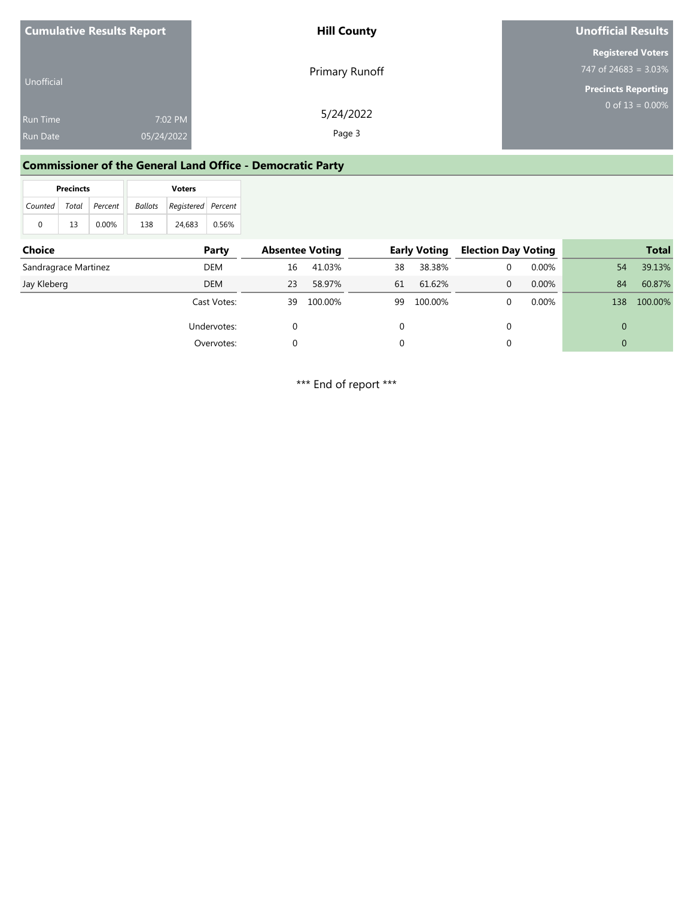| Cumulative Results Report | | Hill County | Unofficial Results |
|---|---|---|---|
| Unofficial | | Primary Runoff | Registered Voters |
| | | | 747 of 24683 = 3.03% |
| Run Time | 7:02 PM | 5/24/2022 | Precincts Reporting |
| Run Date | 05/24/2022 | Page 3 | 0 of 13 = 0.00% |

## Commissioner of the General Land Office - Democratic Party

| Precincts | | | Voters | | |
|---|---|---|---|---|---|
| *Counted* | *Total* | *Percent* | *Ballots* | *Registered* | *Percent* |
| 0 | 13 | 0.00% | 138 | 24,683 | 0.56% |

| Choice | Party | Absentee Voting | | Early Voting | | Election Day Voting | | Total | |
|---|---|---|---|---|---|---|---|---|---|
| Sandragrace Martinez | DEM | 16 | 41.03% | 38 | 38.38% | 0 | 0.00% | 54 | 39.13% |
| Jay Kleberg | DEM | 23 | 58.97% | 61 | 61.62% | 0 | 0.00% | 84 | 60.87% |
| | Cast Votes: | 39 | 100.00% | 99 | 100.00% | 0 | 0.00% | 138 | 100.00% |
| | Undervotes: | 0 | | 0 | | 0 | | 0 | |
| | Overvotes: | 0 | | 0 | | 0 | | 0 | |

*** End of report ***